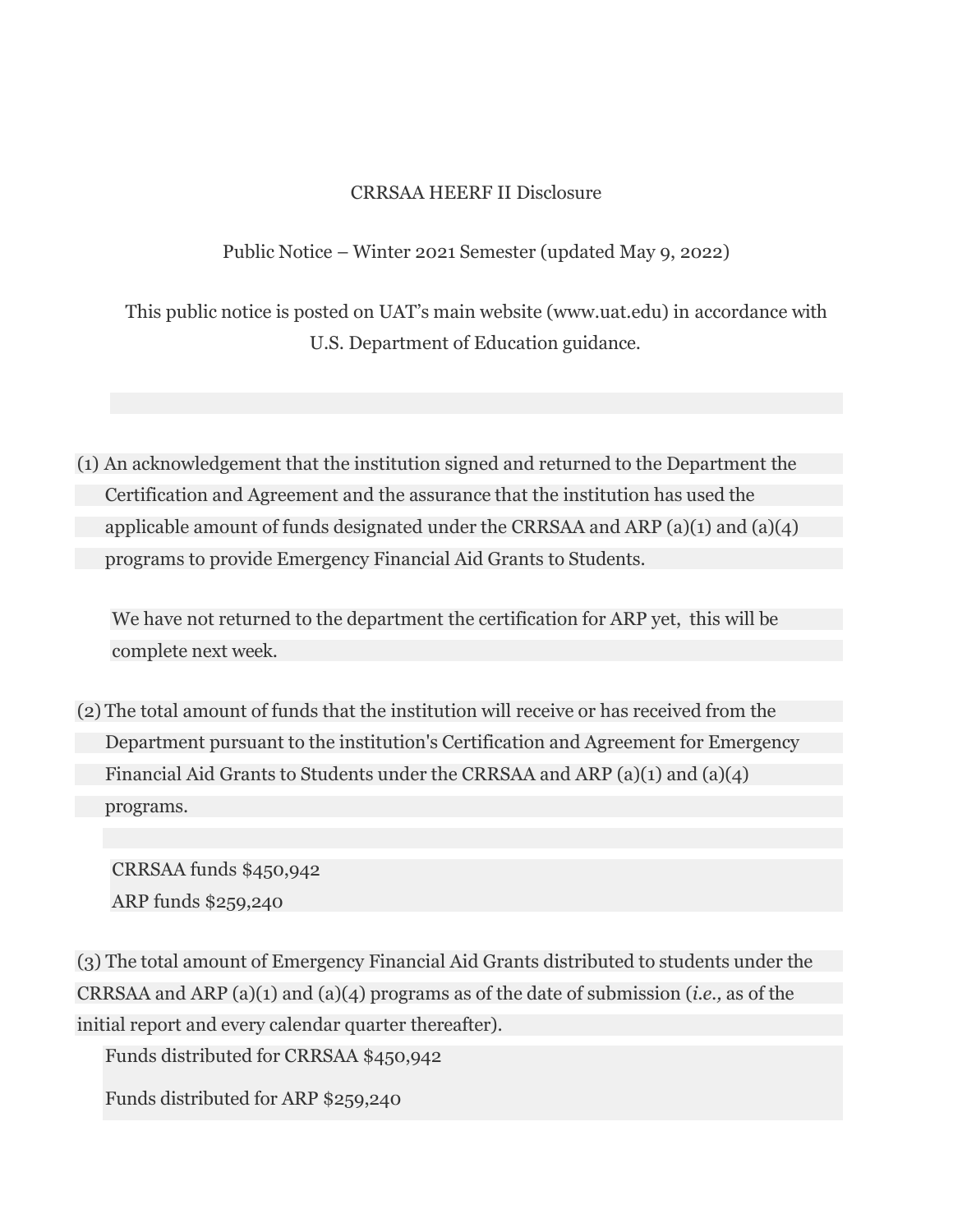# CRRSAA HEERF II Disclosure

## Public Notice – Winter 2021 Semester (updated May 9, 2022)

This public notice is posted on UAT's main website (www.uat.edu) in accordance with U.S. Department of Education guidance.

(1) An acknowledgement that the institution signed and returned to the Department the Certification and Agreement and the assurance that the institution has used the applicable amount of funds designated under the CRRSAA and ARP (a)(1) and (a)(4) programs to provide Emergency Financial Aid Grants to Students.

We have not returned to the department the certification for ARP yet, this will be complete next week.

(2) The total amount of funds that the institution will receive or has received from the Department pursuant to the institution's Certification and Agreement for Emergency Financial Aid Grants to Students under the CRRSAA and ARP (a)(1) and (a)(4) programs.

CRRSAA funds $450,942
ARP funds $259,240

(3) The total amount of Emergency Financial Aid Grants distributed to students under the CRRSAA and ARP (a)(1) and (a)(4) programs as of the date of submission (*i.e.,* as of the initial report and every calendar quarter thereafter).

Funds distributed for CRRSAA $450,942

Funds distributed for ARP $259,240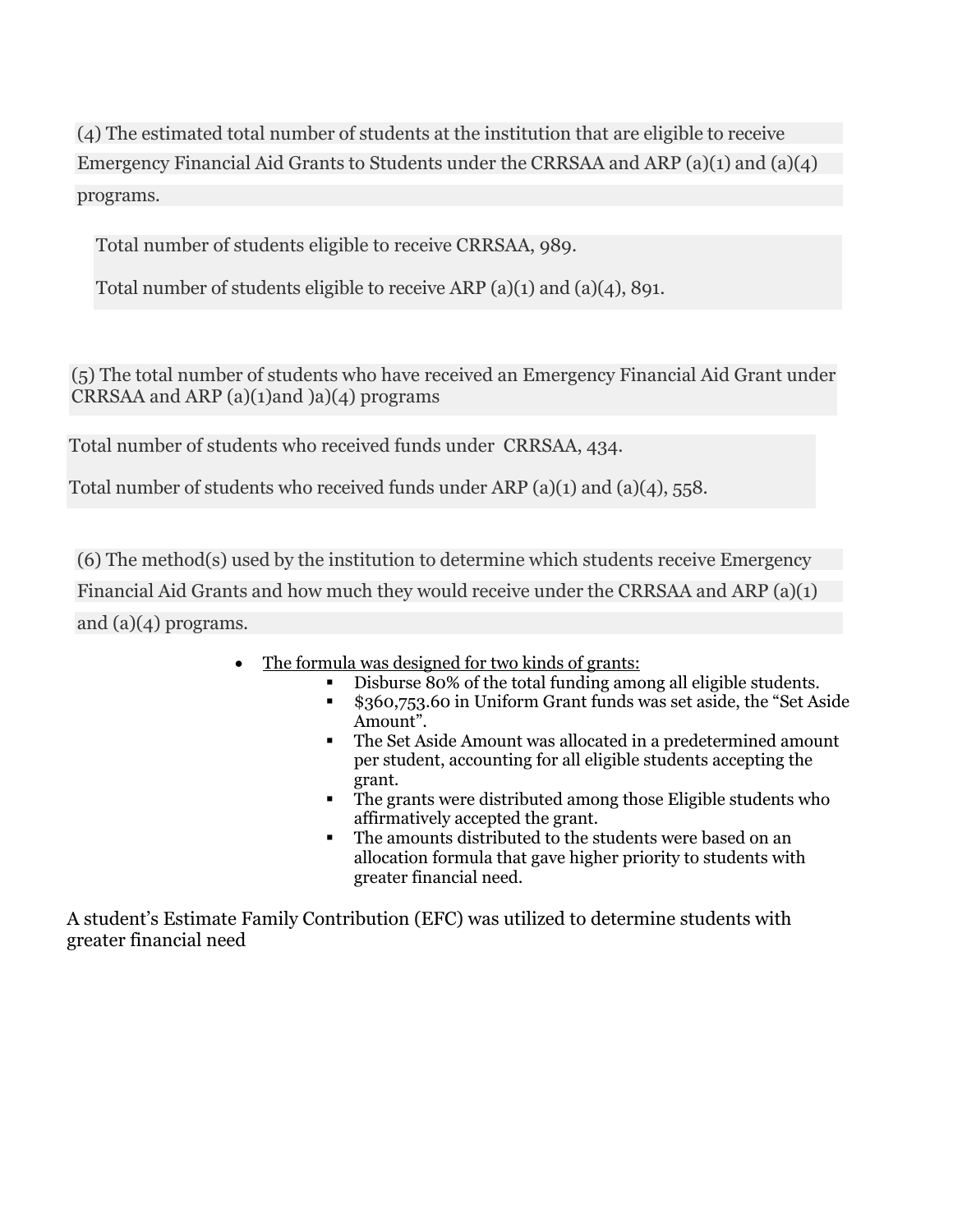(4) The estimated total number of students at the institution that are eligible to receive Emergency Financial Aid Grants to Students under the CRRSAA and ARP (a)(1) and (a)(4) programs.

Total number of students eligible to receive CRRSAA, 989.

Total number of students eligible to receive ARP (a)(1) and (a)(4), 891.

(5) The total number of students who have received an Emergency Financial Aid Grant under CRRSAA and ARP (a)(1)and )a)(4) programs

Total number of students who received funds under CRRSAA, 434.

Total number of students who received funds under ARP (a)(1) and (a)(4), 558.

(6) The method(s) used by the institution to determine which students receive Emergency Financial Aid Grants and how much they would receive under the CRRSAA and ARP (a)(1) and (a)(4) programs.

- <u>The formula was designed for two kinds of grants:</u>
  - Disburse 80% of the total funding among all eligible students.
  - $360,753.60 in Uniform Grant funds was set aside, the "Set Aside Amount".
  - The Set Aside Amount was allocated in a predetermined amount per student, accounting for all eligible students accepting the grant.
  - The grants were distributed among those Eligible students who affirmatively accepted the grant.
  - The amounts distributed to the students were based on an allocation formula that gave higher priority to students with greater financial need.

A student's Estimate Family Contribution (EFC) was utilized to determine students with greater financial need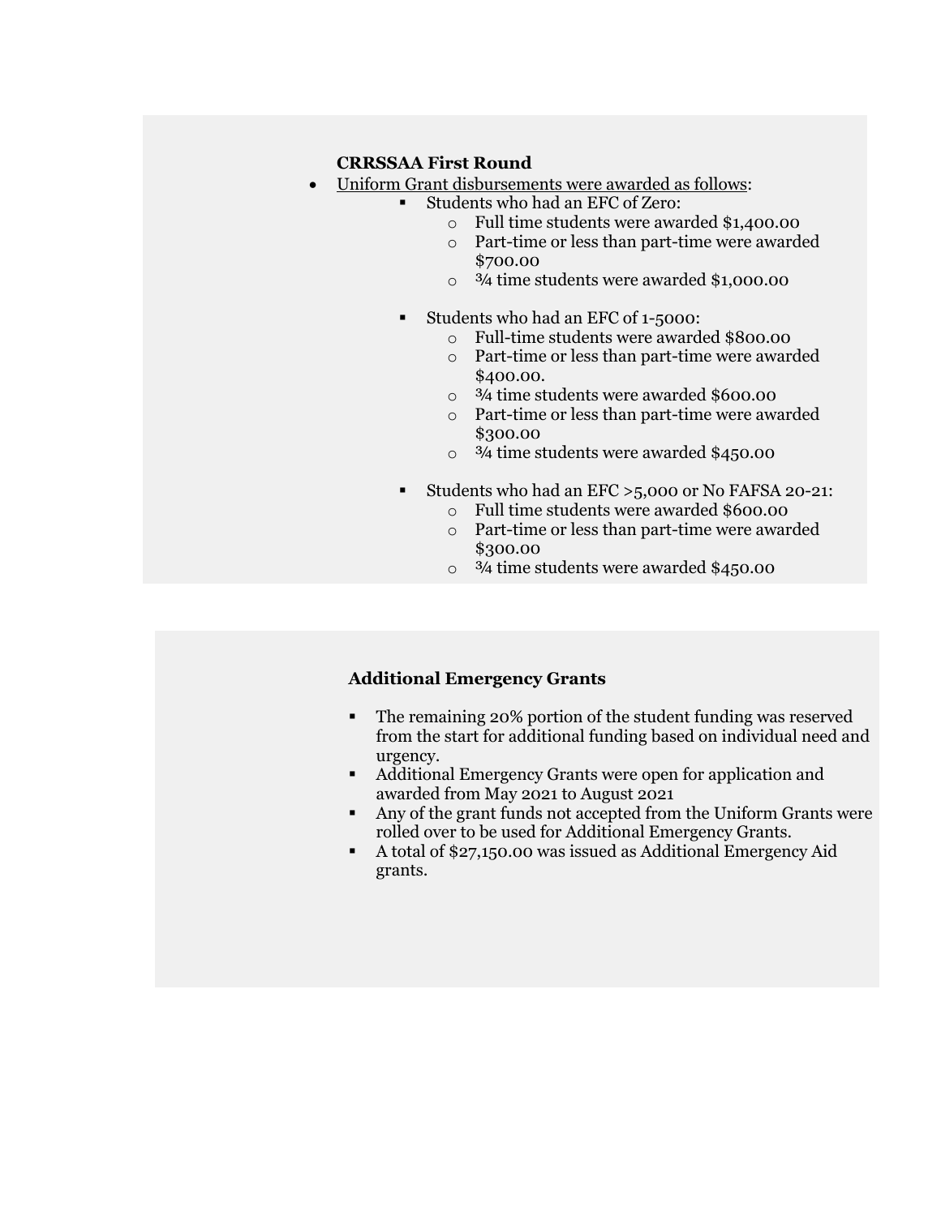**CRRSSAA First Round**

- Uniform Grant disbursements were awarded as follows:
    - Students who had an EFC of Zero:
        - Full time students were awarded $1,400.00
        - Part-time or less than part-time were awarded $700.00
        - ¾ time students were awarded $1,000.00
    - Students who had an EFC of 1-5000:
        - Full-time students were awarded $800.00
        - Part-time or less than part-time were awarded $400.00.
        - ¾ time students were awarded $600.00
        - Part-time or less than part-time were awarded $300.00
        - ¾ time students were awarded $450.00
    - Students who had an EFC >5,000 or No FAFSA 20-21:
        - Full time students were awarded $600.00
        - Part-time or less than part-time were awarded $300.00
        - ¾ time students were awarded $450.00

**Additional Emergency Grants**

- The remaining 20% portion of the student funding was reserved from the start for additional funding based on individual need and urgency.
- Additional Emergency Grants were open for application and awarded from May 2021 to August 2021
- Any of the grant funds not accepted from the Uniform Grants were rolled over to be used for Additional Emergency Grants.
- A total of $27,150.00 was issued as Additional Emergency Aid grants.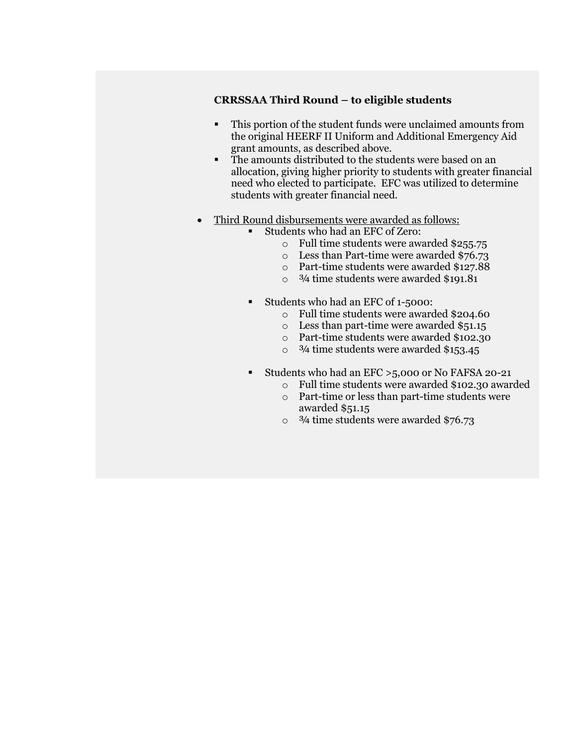**CRRSSAA Third Round – to eligible students**

- This portion of the student funds were unclaimed amounts from the original HEERF II Uniform and Additional Emergency Aid grant amounts, as described above.
- The amounts distributed to the students were based on an allocation, giving higher priority to students with greater financial need who elected to participate. EFC was utilized to determine students with greater financial need.

- <u>Third Round disbursements were awarded as follows:</u>
  - Students who had an EFC of Zero:
    - Full time students were awarded $255.75
    - Less than Part-time were awarded $76.73
    - Part-time students were awarded $127.88
    - ¾ time students were awarded $191.81
  - Students who had an EFC of 1-5000:
    - Full time students were awarded $204.60
    - Less than part-time were awarded $51.15
    - Part-time students were awarded $102.30
    - ¾ time students were awarded $153.45
  - Students who had an EFC >5,000 or No FAFSA 20-21
    - Full time students were awarded $102.30 awarded
    - Part-time or less than part-time students were awarded $51.15
    - ¾ time students were awarded $76.73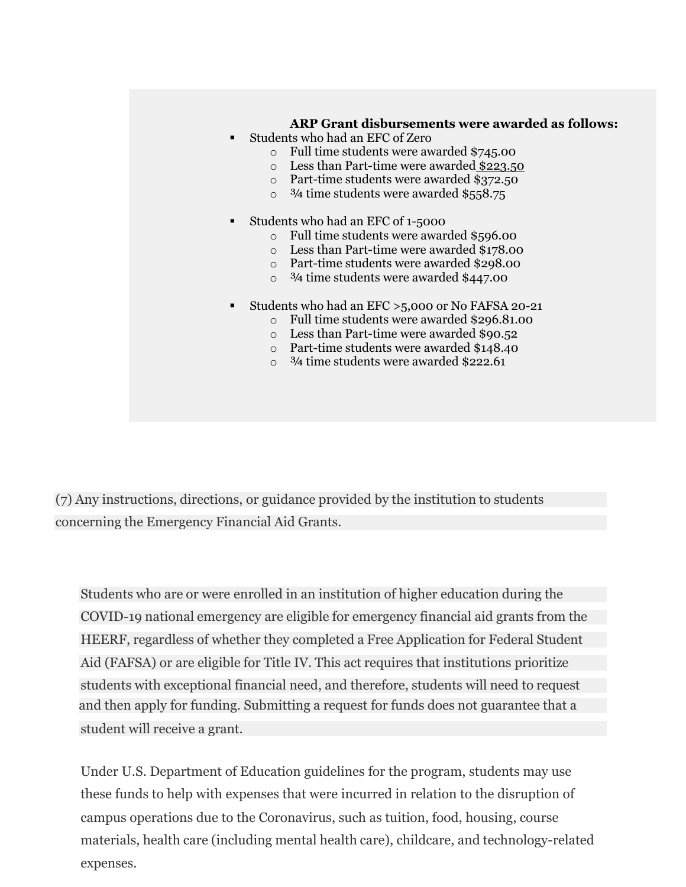**ARP Grant disbursements were awarded as follows:**

- Students who had an EFC of Zero
  - Full time students were awarded $745.00
  - Less than Part-time were awarded $223.50
  - Part-time students were awarded $372.50
  - ¾ time students were awarded $558.75
- Students who had an EFC of 1-5000
  - Full time students were awarded $596.00
  - Less than Part-time were awarded $178.00
  - Part-time students were awarded $298.00
  - ¾ time students were awarded $447.00
- Students who had an EFC >5,000 or No FAFSA 20-21
  - Full time students were awarded $296.81.00
  - Less than Part-time were awarded $90.52
  - Part-time students were awarded $148.40
  - ¾ time students were awarded $222.61

(7) Any instructions, directions, or guidance provided by the institution to students concerning the Emergency Financial Aid Grants.

Students who are or were enrolled in an institution of higher education during the COVID-19 national emergency are eligible for emergency financial aid grants from the HEERF, regardless of whether they completed a Free Application for Federal Student Aid (FAFSA) or are eligible for Title IV. This act requires that institutions prioritize students with exceptional financial need, and therefore, students will need to request and then apply for funding. Submitting a request for funds does not guarantee that a student will receive a grant.

Under U.S. Department of Education guidelines for the program, students may use these funds to help with expenses that were incurred in relation to the disruption of campus operations due to the Coronavirus, such as tuition, food, housing, course materials, health care (including mental health care), childcare, and technology-related expenses.